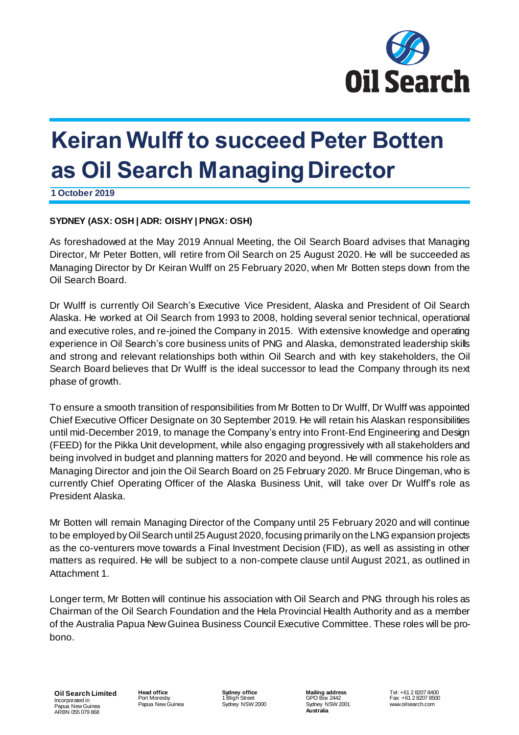# Keiran Wulff to succeed Peter Botten as Oil Search Managing Director

**1 October 2019**

**SYDNEY (ASX: OSH | ADR: OISHY | PNGX: OSH)**

As foreshadowed at the May 2019 Annual Meeting, the Oil Search Board advises that Managing Director, Mr Peter Botten, will retire from Oil Search on 25 August 2020. He will be succeeded as Managing Director by Dr Keiran Wulff on 25 February 2020, when Mr Botten steps down from the Oil Search Board.

Dr Wulff is currently Oil Search's Executive Vice President, Alaska and President of Oil Search Alaska. He worked at Oil Search from 1993 to 2008, holding several senior technical, operational and executive roles, and re-joined the Company in 2015. With extensive knowledge and operating experience in Oil Search's core business units of PNG and Alaska, demonstrated leadership skills and strong and relevant relationships both within Oil Search and with key stakeholders, the Oil Search Board believes that Dr Wulff is the ideal successor to lead the Company through its next phase of growth.

To ensure a smooth transition of responsibilities from Mr Botten to Dr Wulff, Dr Wulff was appointed Chief Executive Officer Designate on 30 September 2019. He will retain his Alaskan responsibilities until mid-December 2019, to manage the Company's entry into Front-End Engineering and Design (FEED) for the Pikka Unit development, while also engaging progressively with all stakeholders and being involved in budget and planning matters for 2020 and beyond. He will commence his role as Managing Director and join the Oil Search Board on 25 February 2020. Mr Bruce Dingeman, who is currently Chief Operating Officer of the Alaska Business Unit, will take over Dr Wulff's role as President Alaska.

Mr Botten will remain Managing Director of the Company until 25 February 2020 and will continue to be employed by Oil Search until 25 August 2020, focusing primarily on the LNG expansion projects as the co-venturers move towards a Final Investment Decision (FID), as well as assisting in other matters as required. He will be subject to a non-compete clause until August 2021, as outlined in Attachment 1.

Longer term, Mr Botten will continue his association with Oil Search and PNG through his roles as Chairman of the Oil Search Foundation and the Hela Provincial Health Authority and as a member of the Australia Papua New Guinea Business Council Executive Committee. These roles will be pro-bono.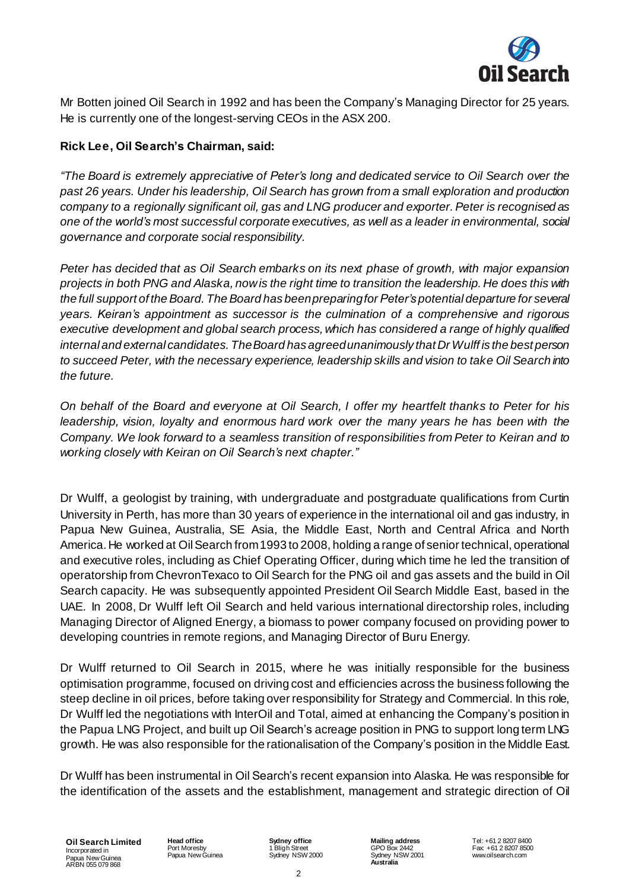Mr Botten joined Oil Search in 1992 and has been the Company's Managing Director for 25 years. He is currently one of the longest-serving CEOs in the ASX 200.

**Rick Lee, Oil Search's Chairman, said:**

*"The Board is extremely appreciative of Peter's long and dedicated service to Oil Search over the past 26 years. Under his leadership, Oil Search has grown from a small exploration and production company to a regionally significant oil, gas and LNG producer and exporter. Peter is recognised as one of the world's most successful corporate executives, as well as a leader in environmental, social governance and corporate social responsibility.*

*Peter has decided that as Oil Search embarks on its next phase of growth, with major expansion projects in both PNG and Alaska, now is the right time to transition the leadership. He does this with the full support of the Board. The Board has been preparing for Peter's potential departure for several years. Keiran's appointment as successor is the culmination of a comprehensive and rigorous executive development and global search process, which has considered a range of highly qualified internal and external candidates. The Board has agreed unanimously that Dr Wulff is the best person to succeed Peter, with the necessary experience, leadership skills and vision to take Oil Search into the future.*

*On behalf of the Board and everyone at Oil Search, I offer my heartfelt thanks to Peter for his leadership, vision, loyalty and enormous hard work over the many years he has been with the Company. We look forward to a seamless transition of responsibilities from Peter to Keiran and to working closely with Keiran on Oil Search's next chapter."*

Dr Wulff, a geologist by training, with undergraduate and postgraduate qualifications from Curtin University in Perth, has more than 30 years of experience in the international oil and gas industry, in Papua New Guinea, Australia, SE Asia, the Middle East, North and Central Africa and North America. He worked at Oil Search from 1993 to 2008, holding a range of senior technical, operational and executive roles, including as Chief Operating Officer, during which time he led the transition of operatorship from ChevronTexaco to Oil Search for the PNG oil and gas assets and the build in Oil Search capacity. He was subsequently appointed President Oil Search Middle East, based in the UAE. In 2008, Dr Wulff left Oil Search and held various international directorship roles, including Managing Director of Aligned Energy, a biomass to power company focused on providing power to developing countries in remote regions, and Managing Director of Buru Energy.

Dr Wulff returned to Oil Search in 2015, where he was initially responsible for the business optimisation programme, focused on driving cost and efficiencies across the business following the steep decline in oil prices, before taking over responsibility for Strategy and Commercial. In this role, Dr Wulff led the negotiations with InterOil and Total, aimed at enhancing the Company's position in the Papua LNG Project, and built up Oil Search's acreage position in PNG to support long term LNG growth. He was also responsible for the rationalisation of the Company's position in the Middle East.

Dr Wulff has been instrumental in Oil Search's recent expansion into Alaska. He was responsible for the identification of the assets and the establishment, management and strategic direction of Oil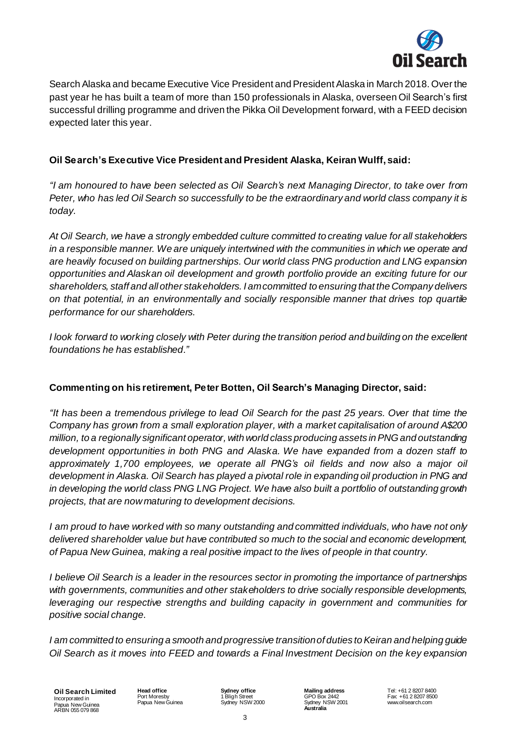Search Alaska and became Executive Vice President and President Alaska in March 2018. Over the past year he has built a team of more than 150 professionals in Alaska, overseen Oil Search's first successful drilling programme and driven the Pikka Oil Development forward, with a FEED decision expected later this year.

**Oil Search's Executive Vice President and President Alaska, Keiran Wulff, said:**

*"I am honoured to have been selected as Oil Search's next Managing Director, to take over from Peter, who has led Oil Search so successfully to be the extraordinary and world class company it is today.*

*At Oil Search, we have a strongly embedded culture committed to creating value for all stakeholders in a responsible manner. We are uniquely intertwined with the communities in which we operate and are heavily focused on building partnerships. Our world class PNG production and LNG expansion opportunities and Alaskan oil development and growth portfolio provide an exciting future for our shareholders, staff and all other stakeholders. I am committed to ensuring that the Company delivers on that potential, in an environmentally and socially responsible manner that drives top quartile performance for our shareholders.*

*I look forward to working closely with Peter during the transition period and building on the excellent foundations he has established."*

**Commenting on his retirement, Peter Botten, Oil Search's Managing Director, said:**

*"It has been a tremendous privilege to lead Oil Search for the past 25 years. Over that time the Company has grown from a small exploration player, with a market capitalisation of around A$200 million, to a regionally significant operator, with world class producing assets in PNG and outstanding development opportunities in both PNG and Alaska. We have expanded from a dozen staff to approximately 1,700 employees, we operate all PNG's oil fields and now also a major oil development in Alaska. Oil Search has played a pivotal role in expanding oil production in PNG and in developing the world class PNG LNG Project. We have also built a portfolio of outstanding growth projects, that are now maturing to development decisions.*

*I am proud to have worked with so many outstanding and committed individuals, who have not only delivered shareholder value but have contributed so much to the social and economic development, of Papua New Guinea, making a real positive impact to the lives of people in that country.*

*I believe Oil Search is a leader in the resources sector in promoting the importance of partnerships with governments, communities and other stakeholders to drive socially responsible developments, leveraging our respective strengths and building capacity in government and communities for positive social change.*

*I am committed to ensuring a smooth and progressive transition of duties to Keiran and helping guide Oil Search as it moves into FEED and towards a Final Investment Decision on the key expansion*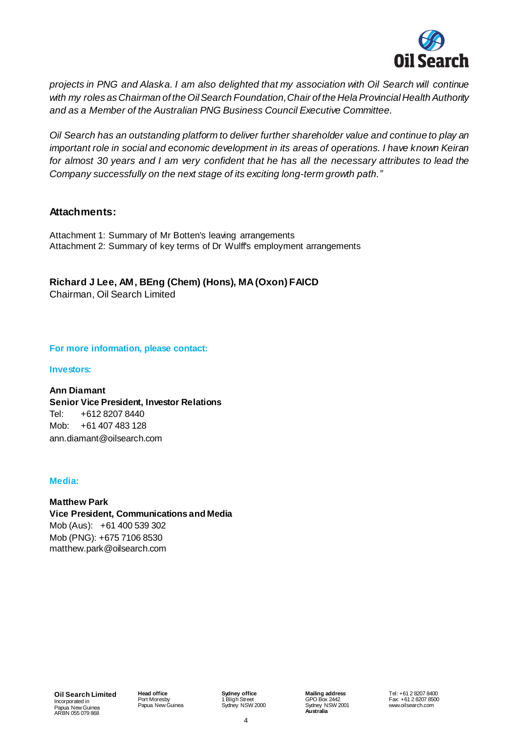*projects in PNG and Alaska. I am also delighted that my association with Oil Search will continue with my roles as Chairman of the Oil Search Foundation, Chair of the Hela Provincial Health Authority and as a Member of the Australian PNG Business Council Executive Committee.*

*Oil Search has an outstanding platform to deliver further shareholder value and continue to play an important role in social and economic development in its areas of operations. I have known Keiran for almost 30 years and I am very confident that he has all the necessary attributes to lead the Company successfully on the next stage of its exciting long-term growth path."*

## Attachments:

Attachment 1: Summary of Mr Botten's leaving arrangements
Attachment 2: Summary of key terms of Dr Wulff's employment arrangements

**Richard J Lee, AM, BEng (Chem) (Hons), MA (Oxon) FAICD**
Chairman, Oil Search Limited

**For more information, please contact:**

**Investors:**

**Ann Diamant**
**Senior Vice President, Investor Relations**
Tel: +612 8207 8440
Mob: +61 407 483 128
ann.diamant@oilsearch.com

**Media:**

**Matthew Park**
**Vice President, Communications and Media**
Mob (Aus): +61 400 539 302
Mob (PNG): +675 7106 8530
matthew.park@oilsearch.com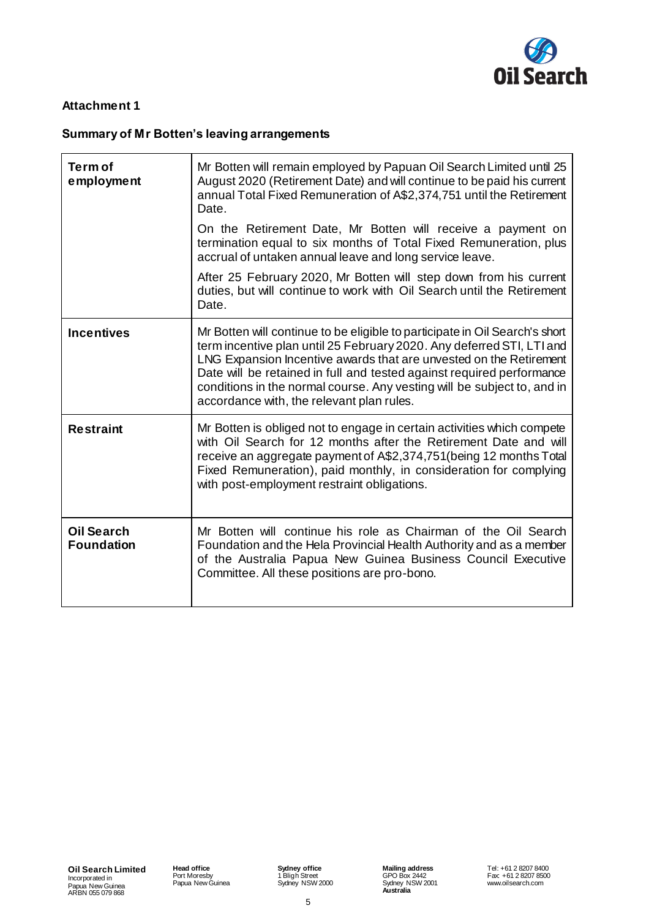**Attachment 1**

**Summary of Mr Botten's leaving arrangements**

| | |
|---|---|
| **Term of employment** | Mr Botten will remain employed by Papuan Oil Search Limited until 25 August 2020 (Retirement Date) and will continue to be paid his current annual Total Fixed Remuneration of A$2,374,751 until the Retirement Date.<br><br>On the Retirement Date, Mr Botten will receive a payment on termination equal to six months of Total Fixed Remuneration, plus accrual of untaken annual leave and long service leave.<br><br>After 25 February 2020, Mr Botten will step down from his current duties, but will continue to work with Oil Search until the Retirement Date. |
| **Incentives** | Mr Botten will continue to be eligible to participate in Oil Search's short term incentive plan until 25 February 2020. Any deferred STI, LTI and LNG Expansion Incentive awards that are unvested on the Retirement Date will be retained in full and tested against required performance conditions in the normal course. Any vesting will be subject to, and in accordance with, the relevant plan rules. |
| **Restraint** | Mr Botten is obliged not to engage in certain activities which compete with Oil Search for 12 months after the Retirement Date and will receive an aggregate payment of A$2,374,751(being 12 months Total Fixed Remuneration), paid monthly, in consideration for complying with post-employment restraint obligations. |
| **Oil Search Foundation** | Mr Botten will continue his role as Chairman of the Oil Search Foundation and the Hela Provincial Health Authority and as a member of the Australia Papua New Guinea Business Council Executive Committee. All these positions are pro-bono. |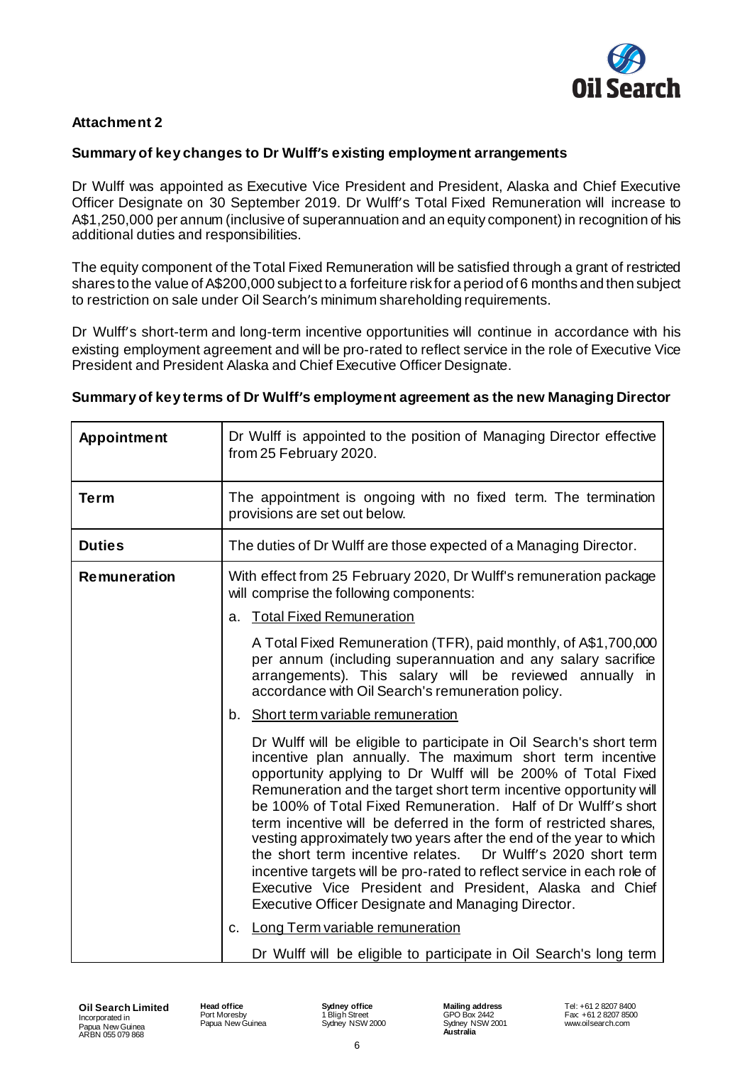**Attachment 2**

**Summary of key changes to Dr Wulff's existing employment arrangements**

Dr Wulff was appointed as Executive Vice President and President, Alaska and Chief Executive Officer Designate on 30 September 2019. Dr Wulff's Total Fixed Remuneration will increase to A$1,250,000 per annum (inclusive of superannuation and an equity component) in recognition of his additional duties and responsibilities.

The equity component of the Total Fixed Remuneration will be satisfied through a grant of restricted shares to the value of A$200,000 subject to a forfeiture risk for a period of 6 months and then subject to restriction on sale under Oil Search's minimum shareholding requirements.

Dr Wulff's short-term and long-term incentive opportunities will continue in accordance with his existing employment agreement and will be pro-rated to reflect service in the role of Executive Vice President and President Alaska and Chief Executive Officer Designate.

**Summary of key terms of Dr Wulff's employment agreement as the new Managing Director**

| | |
|---|---|
| **Appointment** | Dr Wulff is appointed to the position of Managing Director effective from 25 February 2020. |
| **Term** | The appointment is ongoing with no fixed term. The termination provisions are set out below. |
| **Duties** | The duties of Dr Wulff are those expected of a Managing Director. |
| **Remuneration** | With effect from 25 February 2020, Dr Wulff's remuneration package will comprise the following components:<br><br>a. Total Fixed Remuneration<br><br>A Total Fixed Remuneration (TFR), paid monthly, of A$1,700,000 per annum (including superannuation and any salary sacrifice arrangements). This salary will be reviewed annually in accordance with Oil Search's remuneration policy.<br><br>b. Short term variable remuneration<br><br>Dr Wulff will be eligible to participate in Oil Search's short term incentive plan annually. The maximum short term incentive opportunity applying to Dr Wulff will be 200% of Total Fixed Remuneration and the target short term incentive opportunity will be 100% of Total Fixed Remuneration. Half of Dr Wulff's short term incentive will be deferred in the form of restricted shares, vesting approximately two years after the end of the year to which the short term incentive relates. Dr Wulff's 2020 short term incentive targets will be pro-rated to reflect service in each role of Executive Vice President and President, Alaska and Chief Executive Officer Designate and Managing Director.<br><br>c. Long Term variable remuneration<br><br>Dr Wulff will be eligible to participate in Oil Search's long term |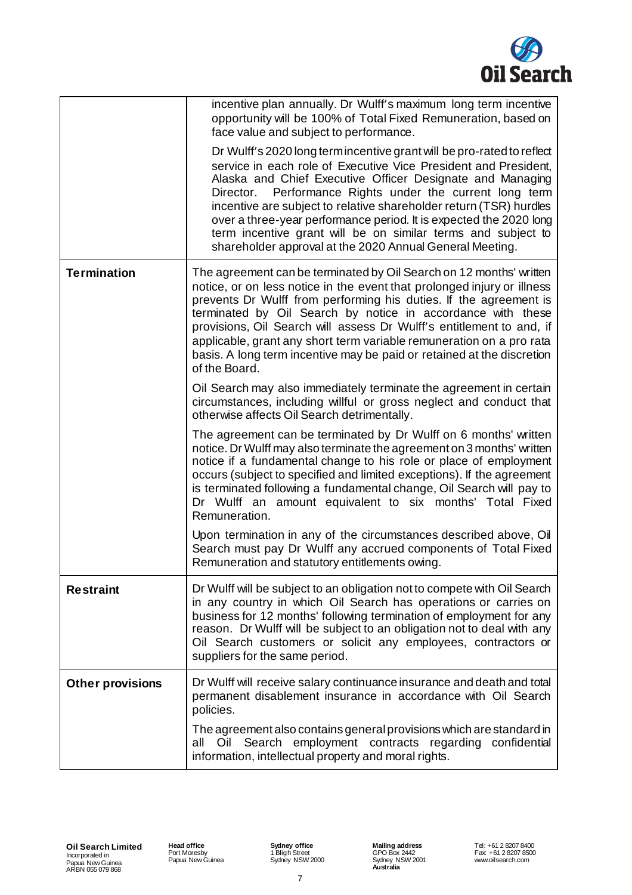| | |
|---|---|
| | incentive plan annually. Dr Wulff's maximum long term incentive opportunity will be 100% of Total Fixed Remuneration, based on face value and subject to performance.<br><br>Dr Wulff's 2020 long term incentive grant will be pro-rated to reflect service in each role of Executive Vice President and President, Alaska and Chief Executive Officer Designate and Managing Director. Performance Rights under the current long term incentive are subject to relative shareholder return (TSR) hurdles over a three-year performance period. It is expected the 2020 long term incentive grant will be on similar terms and subject to shareholder approval at the 2020 Annual General Meeting. |
| **Termination** | The agreement can be terminated by Oil Search on 12 months' written notice, or on less notice in the event that prolonged injury or illness prevents Dr Wulff from performing his duties. If the agreement is terminated by Oil Search by notice in accordance with these provisions, Oil Search will assess Dr Wulff's entitlement to and, if applicable, grant any short term variable remuneration on a pro rata basis. A long term incentive may be paid or retained at the discretion of the Board.<br><br>Oil Search may also immediately terminate the agreement in certain circumstances, including willful or gross neglect and conduct that otherwise affects Oil Search detrimentally.<br><br>The agreement can be terminated by Dr Wulff on 6 months' written notice. Dr Wulff may also terminate the agreement on 3 months' written notice if a fundamental change to his role or place of employment occurs (subject to specified and limited exceptions). If the agreement is terminated following a fundamental change, Oil Search will pay to Dr Wulff an amount equivalent to six months' Total Fixed Remuneration.<br><br>Upon termination in any of the circumstances described above, Oil Search must pay Dr Wulff any accrued components of Total Fixed Remuneration and statutory entitlements owing. |
| **Restraint** | Dr Wulff will be subject to an obligation not to compete with Oil Search in any country in which Oil Search has operations or carries on business for 12 months' following termination of employment for any reason. Dr Wulff will be subject to an obligation not to deal with any Oil Search customers or solicit any employees, contractors or suppliers for the same period. |
| **Other provisions** | Dr Wulff will receive salary continuance insurance and death and total permanent disablement insurance in accordance with Oil Search policies.<br><br>The agreement also contains general provisions which are standard in all Oil Search employment contracts regarding confidential information, intellectual property and moral rights. |